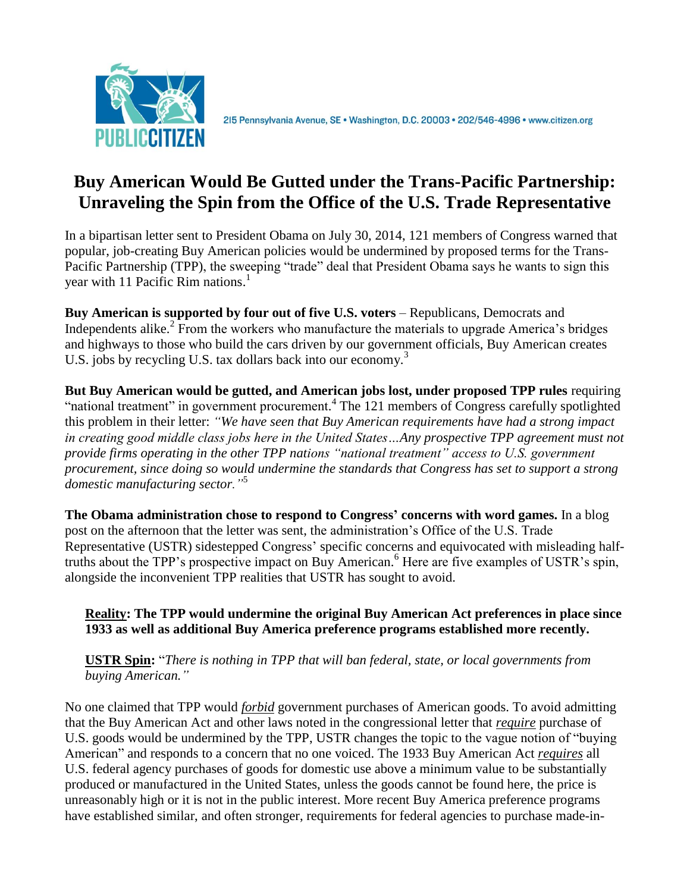215 Pennsylvania Avenue, SE • Washington, D.C. 20003 • 202/546-4996 • www.citizen.org

# Buy American Would Be Gutted under the Trans-Pacific Partnership: Unraveling the Spin from the Office of the U.S. Trade Representative

In a bipartisan letter sent to President Obama on July 30, 2014, 121 members of Congress warned that popular, job-creating Buy American policies would be undermined by proposed terms for the Trans-Pacific Partnership (TPP), the sweeping "trade" deal that President Obama says he wants to sign this year with 11 Pacific Rim nations.[1]

**Buy American is supported by four out of five U.S. voters** – Republicans, Democrats and Independents alike.[2] From the workers who manufacture the materials to upgrade America's bridges and highways to those who build the cars driven by our government officials, Buy American creates U.S. jobs by recycling U.S. tax dollars back into our economy.[3]

**But Buy American would be gutted, and American jobs lost, under proposed TPP rules** requiring "national treatment" in government procurement.[4] The 121 members of Congress carefully spotlighted this problem in their letter: *"We have seen that Buy American requirements have had a strong impact in creating good middle class jobs here in the United States…Any prospective TPP agreement must not provide firms operating in the other TPP nations "national treatment" access to U.S. government procurement, since doing so would undermine the standards that Congress has set to support a strong domestic manufacturing sector."*[5]

**The Obama administration chose to respond to Congress' concerns with word games.** In a blog post on the afternoon that the letter was sent, the administration's Office of the U.S. Trade Representative (USTR) sidestepped Congress' specific concerns and equivocated with misleading half-truths about the TPP's prospective impact on Buy American.[6] Here are five examples of USTR's spin, alongside the inconvenient TPP realities that USTR has sought to avoid.

> **Reality: The TPP would undermine the original Buy American Act preferences in place since 1933 as well as additional Buy America preference programs established more recently.**
>
> **USTR Spin:** "*There is nothing in TPP that will ban federal, state, or local governments from buying American."*

No one claimed that TPP would ***forbid*** government purchases of American goods. To avoid admitting that the Buy American Act and other laws noted in the congressional letter that ***require*** purchase of U.S. goods would be undermined by the TPP, USTR changes the topic to the vague notion of "buying American" and responds to a concern that no one voiced. The 1933 Buy American Act ***requires*** all U.S. federal agency purchases of goods for domestic use above a minimum value to be substantially produced or manufactured in the United States, unless the goods cannot be found here, the price is unreasonably high or it is not in the public interest. More recent Buy America preference programs have established similar, and often stronger, requirements for federal agencies to purchase made-in-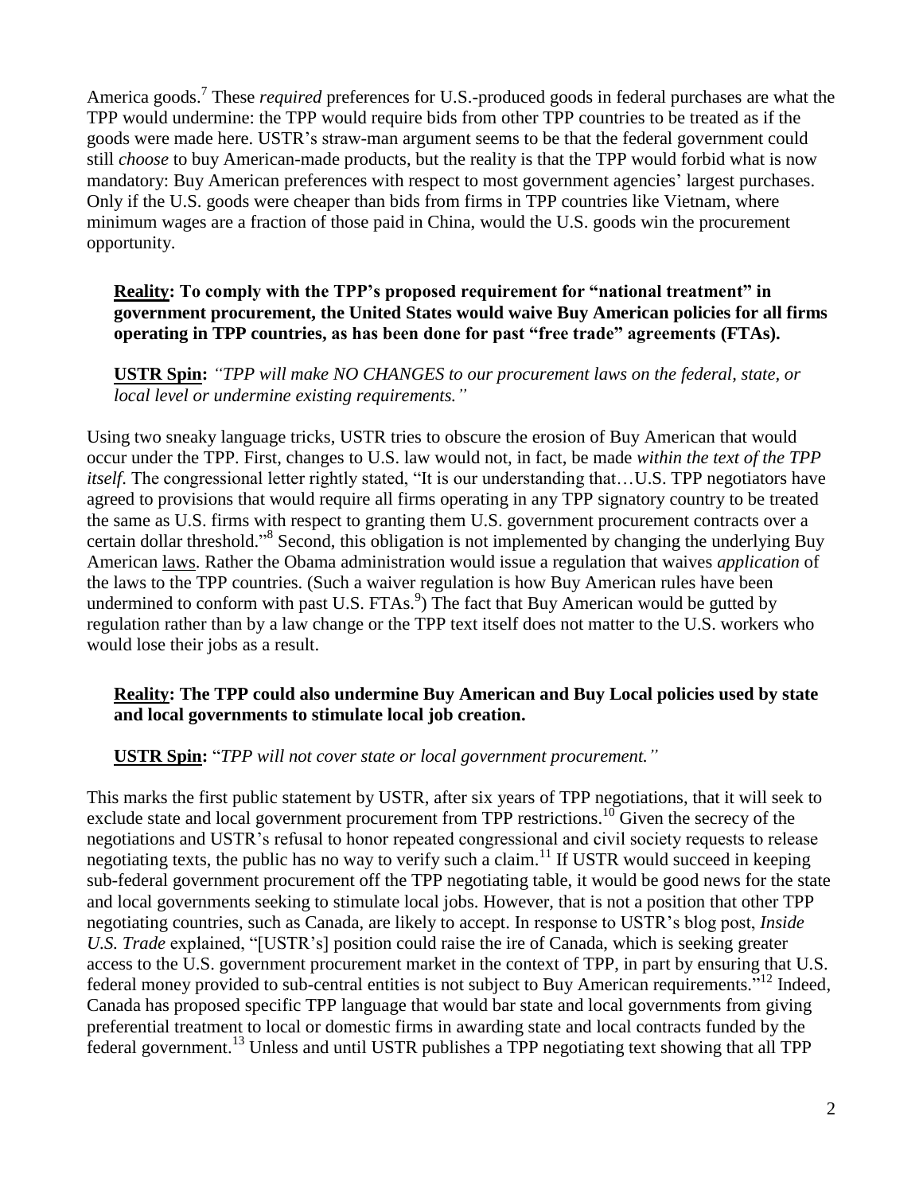America goods.[7] These *required* preferences for U.S.-produced goods in federal purchases are what the TPP would undermine: the TPP would require bids from other TPP countries to be treated as if the goods were made here. USTR's straw-man argument seems to be that the federal government could still *choose* to buy American-made products, but the reality is that the TPP would forbid what is now mandatory: Buy American preferences with respect to most government agencies' largest purchases. Only if the U.S. goods were cheaper than bids from firms in TPP countries like Vietnam, where minimum wages are a fraction of those paid in China, would the U.S. goods win the procurement opportunity.

**Reality: To comply with the TPP's proposed requirement for "national treatment" in government procurement, the United States would waive Buy American policies for all firms operating in TPP countries, as has been done for past "free trade" agreements (FTAs).**

**USTR Spin:** *"TPP will make NO CHANGES to our procurement laws on the federal, state, or local level or undermine existing requirements."*

Using two sneaky language tricks, USTR tries to obscure the erosion of Buy American that would occur under the TPP. First, changes to U.S. law would not, in fact, be made *within the text of the TPP itself*. The congressional letter rightly stated, "It is our understanding that…U.S. TPP negotiators have agreed to provisions that would require all firms operating in any TPP signatory country to be treated the same as U.S. firms with respect to granting them U.S. government procurement contracts over a certain dollar threshold."[8] Second, this obligation is not implemented by changing the underlying Buy American laws. Rather the Obama administration would issue a regulation that waives *application* of the laws to the TPP countries. (Such a waiver regulation is how Buy American rules have been undermined to conform with past U.S. FTAs.[9]) The fact that Buy American would be gutted by regulation rather than by a law change or the TPP text itself does not matter to the U.S. workers who would lose their jobs as a result.

**Reality: The TPP could also undermine Buy American and Buy Local policies used by state and local governments to stimulate local job creation.**

**USTR Spin:** "*TPP will not cover state or local government procurement."*

This marks the first public statement by USTR, after six years of TPP negotiations, that it will seek to exclude state and local government procurement from TPP restrictions.[10] Given the secrecy of the negotiations and USTR's refusal to honor repeated congressional and civil society requests to release negotiating texts, the public has no way to verify such a claim.[11] If USTR would succeed in keeping sub-federal government procurement off the TPP negotiating table, it would be good news for the state and local governments seeking to stimulate local jobs. However, that is not a position that other TPP negotiating countries, such as Canada, are likely to accept. In response to USTR's blog post, *Inside U.S. Trade* explained, "[USTR's] position could raise the ire of Canada, which is seeking greater access to the U.S. government procurement market in the context of TPP, in part by ensuring that U.S. federal money provided to sub-central entities is not subject to Buy American requirements."[12] Indeed, Canada has proposed specific TPP language that would bar state and local governments from giving preferential treatment to local or domestic firms in awarding state and local contracts funded by the federal government.[13] Unless and until USTR publishes a TPP negotiating text showing that all TPP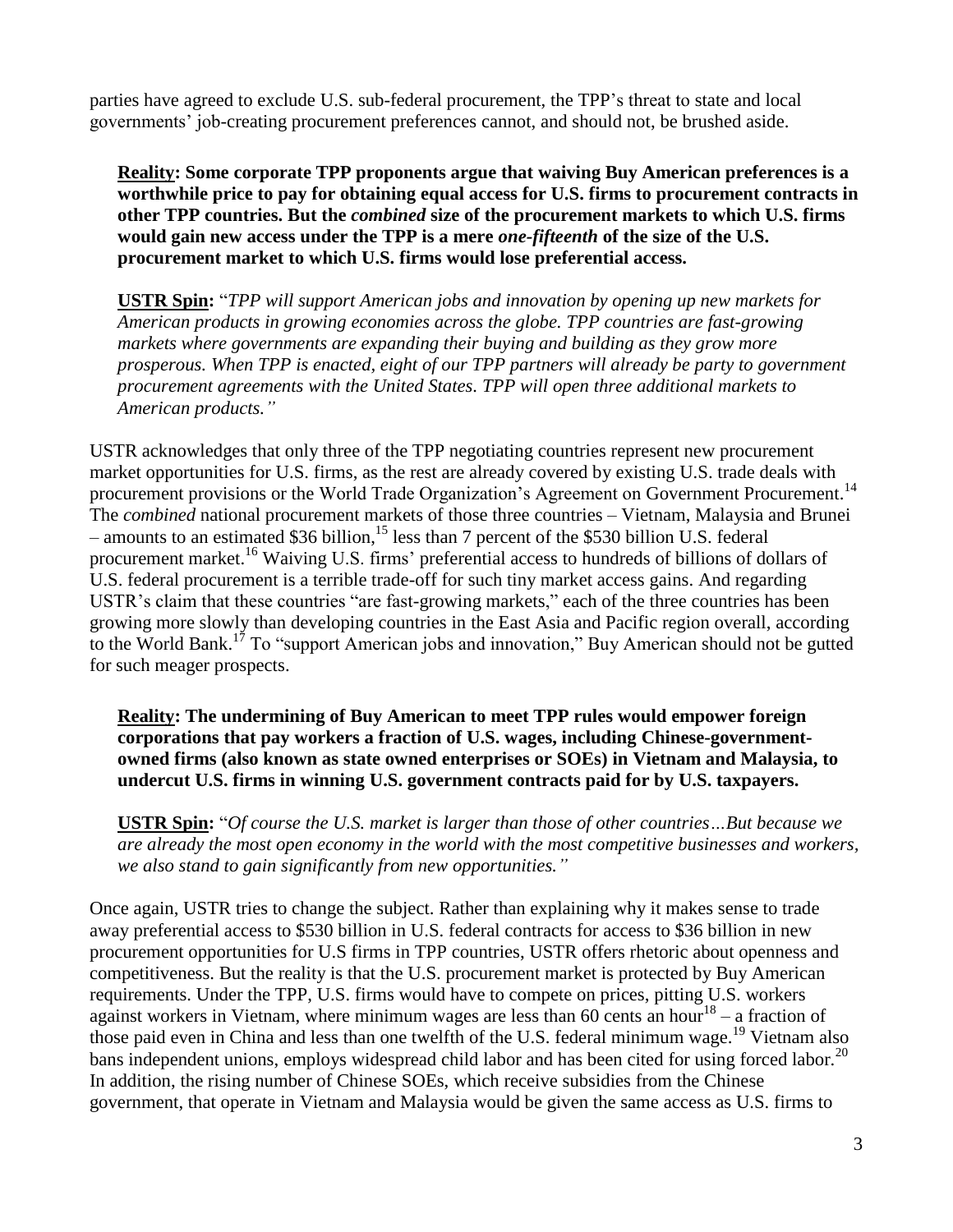parties have agreed to exclude U.S. sub-federal procurement, the TPP's threat to state and local governments' job-creating procurement preferences cannot, and should not, be brushed aside.

**Reality: Some corporate TPP proponents argue that waiving Buy American preferences is a worthwhile price to pay for obtaining equal access for U.S. firms to procurement contracts in other TPP countries. But the *combined* size of the procurement markets to which U.S. firms would gain new access under the TPP is a mere *one-fifteenth* of the size of the U.S. procurement market to which U.S. firms would lose preferential access.**

**USTR Spin:** "*TPP will support American jobs and innovation by opening up new markets for American products in growing economies across the globe. TPP countries are fast-growing markets where governments are expanding their buying and building as they grow more prosperous. When TPP is enacted, eight of our TPP partners will already be party to government procurement agreements with the United States. TPP will open three additional markets to American products.*"

USTR acknowledges that only three of the TPP negotiating countries represent new procurement market opportunities for U.S. firms, as the rest are already covered by existing U.S. trade deals with procurement provisions or the World Trade Organization's Agreement on Government Procurement.[14] The *combined* national procurement markets of those three countries – Vietnam, Malaysia and Brunei – amounts to an estimated \$36 billion,[15] less than 7 percent of the \$530 billion U.S. federal procurement market.[16] Waiving U.S. firms' preferential access to hundreds of billions of dollars of U.S. federal procurement is a terrible trade-off for such tiny market access gains. And regarding USTR's claim that these countries "are fast-growing markets," each of the three countries has been growing more slowly than developing countries in the East Asia and Pacific region overall, according to the World Bank.[17] To "support American jobs and innovation," Buy American should not be gutted for such meager prospects.

**Reality: The undermining of Buy American to meet TPP rules would empower foreign corporations that pay workers a fraction of U.S. wages, including Chinese-government-owned firms (also known as state owned enterprises or SOEs) in Vietnam and Malaysia, to undercut U.S. firms in winning U.S. government contracts paid for by U.S. taxpayers.**

**USTR Spin:** "*Of course the U.S. market is larger than those of other countries…But because we are already the most open economy in the world with the most competitive businesses and workers, we also stand to gain significantly from new opportunities.*"

Once again, USTR tries to change the subject. Rather than explaining why it makes sense to trade away preferential access to \$530 billion in U.S. federal contracts for access to \$36 billion in new procurement opportunities for U.S firms in TPP countries, USTR offers rhetoric about openness and competitiveness. But the reality is that the U.S. procurement market is protected by Buy American requirements. Under the TPP, U.S. firms would have to compete on prices, pitting U.S. workers against workers in Vietnam, where minimum wages are less than 60 cents an hour[18] – a fraction of those paid even in China and less than one twelfth of the U.S. federal minimum wage.[19] Vietnam also bans independent unions, employs widespread child labor and has been cited for using forced labor.[20] In addition, the rising number of Chinese SOEs, which receive subsidies from the Chinese government, that operate in Vietnam and Malaysia would be given the same access as U.S. firms to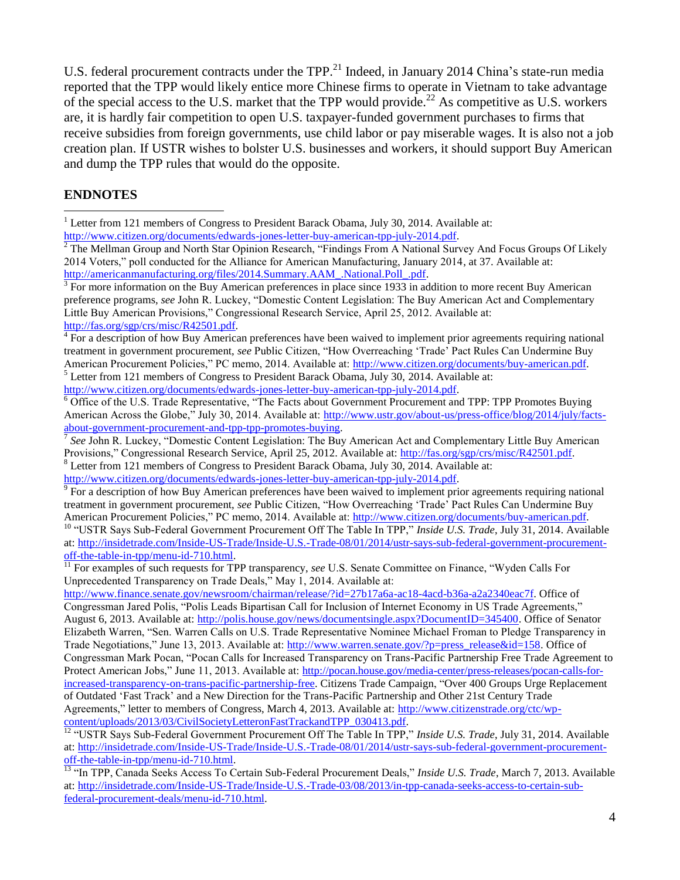U.S. federal procurement contracts under the TPP.[21] Indeed, in January 2014 China's state-run media reported that the TPP would likely entice more Chinese firms to operate in Vietnam to take advantage of the special access to the U.S. market that the TPP would provide.[22] As competitive as U.S. workers are, it is hardly fair competition to open U.S. taxpayer-funded government purchases to firms that receive subsidies from foreign governments, use child labor or pay miserable wages. It is also not a job creation plan. If USTR wishes to bolster U.S. businesses and workers, it should support Buy American and dump the TPP rules that would do the opposite.

## ENDNOTES

[1] Letter from 121 members of Congress to President Barack Obama, July 30, 2014. Available at: http://www.citizen.org/documents/edwards-jones-letter-buy-american-tpp-july-2014.pdf.

[2] The Mellman Group and North Star Opinion Research, "Findings From A National Survey And Focus Groups Of Likely 2014 Voters," poll conducted for the Alliance for American Manufacturing, January 2014, at 37. Available at: http://americanmanufacturing.org/files/2014.Summary.AAM_.National.Poll_.pdf.

[3] For more information on the Buy American preferences in place since 1933 in addition to more recent Buy American preference programs, *see* John R. Luckey, "Domestic Content Legislation: The Buy American Act and Complementary Little Buy American Provisions," Congressional Research Service, April 25, 2012. Available at: http://fas.org/sgp/crs/misc/R42501.pdf.

[4] For a description of how Buy American preferences have been waived to implement prior agreements requiring national treatment in government procurement, *see* Public Citizen, "How Overreaching 'Trade' Pact Rules Can Undermine Buy American Procurement Policies," PC memo, 2014. Available at: http://www.citizen.org/documents/buy-american.pdf.

[5] Letter from 121 members of Congress to President Barack Obama, July 30, 2014. Available at: http://www.citizen.org/documents/edwards-jones-letter-buy-american-tpp-july-2014.pdf.

[6] Office of the U.S. Trade Representative, "The Facts about Government Procurement and TPP: TPP Promotes Buying American Across the Globe," July 30, 2014. Available at: http://www.ustr.gov/about-us/press-office/blog/2014/july/facts-about-government-procurement-and-tpp-tpp-promotes-buying.

[7] *See* John R. Luckey, "Domestic Content Legislation: The Buy American Act and Complementary Little Buy American Provisions," Congressional Research Service, April 25, 2012. Available at: http://fas.org/sgp/crs/misc/R42501.pdf.

[8] Letter from 121 members of Congress to President Barack Obama, July 30, 2014. Available at: http://www.citizen.org/documents/edwards-jones-letter-buy-american-tpp-july-2014.pdf.

[9] For a description of how Buy American preferences have been waived to implement prior agreements requiring national treatment in government procurement, *see* Public Citizen, "How Overreaching 'Trade' Pact Rules Can Undermine Buy American Procurement Policies," PC memo, 2014. Available at: http://www.citizen.org/documents/buy-american.pdf.

[10] "USTR Says Sub-Federal Government Procurement Off The Table In TPP," *Inside U.S. Trade*, July 31, 2014. Available at: http://insidetrade.com/Inside-US-Trade/Inside-U.S.-Trade-08/01/2014/ustr-says-sub-federal-government-procurement-off-the-table-in-tpp/menu-id-710.html.

[11] For examples of such requests for TPP transparency, *see* U.S. Senate Committee on Finance, "Wyden Calls For Unprecedented Transparency on Trade Deals," May 1, 2014. Available at: http://www.finance.senate.gov/newsroom/chairman/release/?id=27b17a6a-ac18-4acd-b36a-a2a2340eac7f. Office of Congressman Jared Polis, "Polis Leads Bipartisan Call for Inclusion of Internet Economy in US Trade Agreements," August 6, 2013. Available at: http://polis.house.gov/news/documentsingle.aspx?DocumentID=345400. Office of Senator Elizabeth Warren, "Sen. Warren Calls on U.S. Trade Representative Nominee Michael Froman to Pledge Transparency in Trade Negotiations," June 13, 2013. Available at: http://www.warren.senate.gov/?p=press_release&id=158. Office of Congressman Mark Pocan, "Pocan Calls for Increased Transparency on Trans-Pacific Partnership Free Trade Agreement to Protect American Jobs," June 11, 2013. Available at: http://pocan.house.gov/media-center/press-releases/pocan-calls-for-increased-transparency-on-trans-pacific-partnership-free. Citizens Trade Campaign, "Over 400 Groups Urge Replacement of Outdated 'Fast Track' and a New Direction for the Trans-Pacific Partnership and Other 21st Century Trade Agreements," letter to members of Congress, March 4, 2013. Available at: http://www.citizenstrade.org/ctc/wp-content/uploads/2013/03/CivilSocietyLetteronFastTrackandTPP_030413.pdf.

[12] "USTR Says Sub-Federal Government Procurement Off The Table In TPP," *Inside U.S. Trade*, July 31, 2014. Available at: http://insidetrade.com/Inside-US-Trade/Inside-U.S.-Trade-08/01/2014/ustr-says-sub-federal-government-procurement-off-the-table-in-tpp/menu-id-710.html.

[13] "In TPP, Canada Seeks Access To Certain Sub-Federal Procurement Deals," *Inside U.S. Trade*, March 7, 2013. Available at: http://insidetrade.com/Inside-US-Trade/Inside-U.S.-Trade-03/08/2013/in-tpp-canada-seeks-access-to-certain-sub-federal-procurement-deals/menu-id-710.html.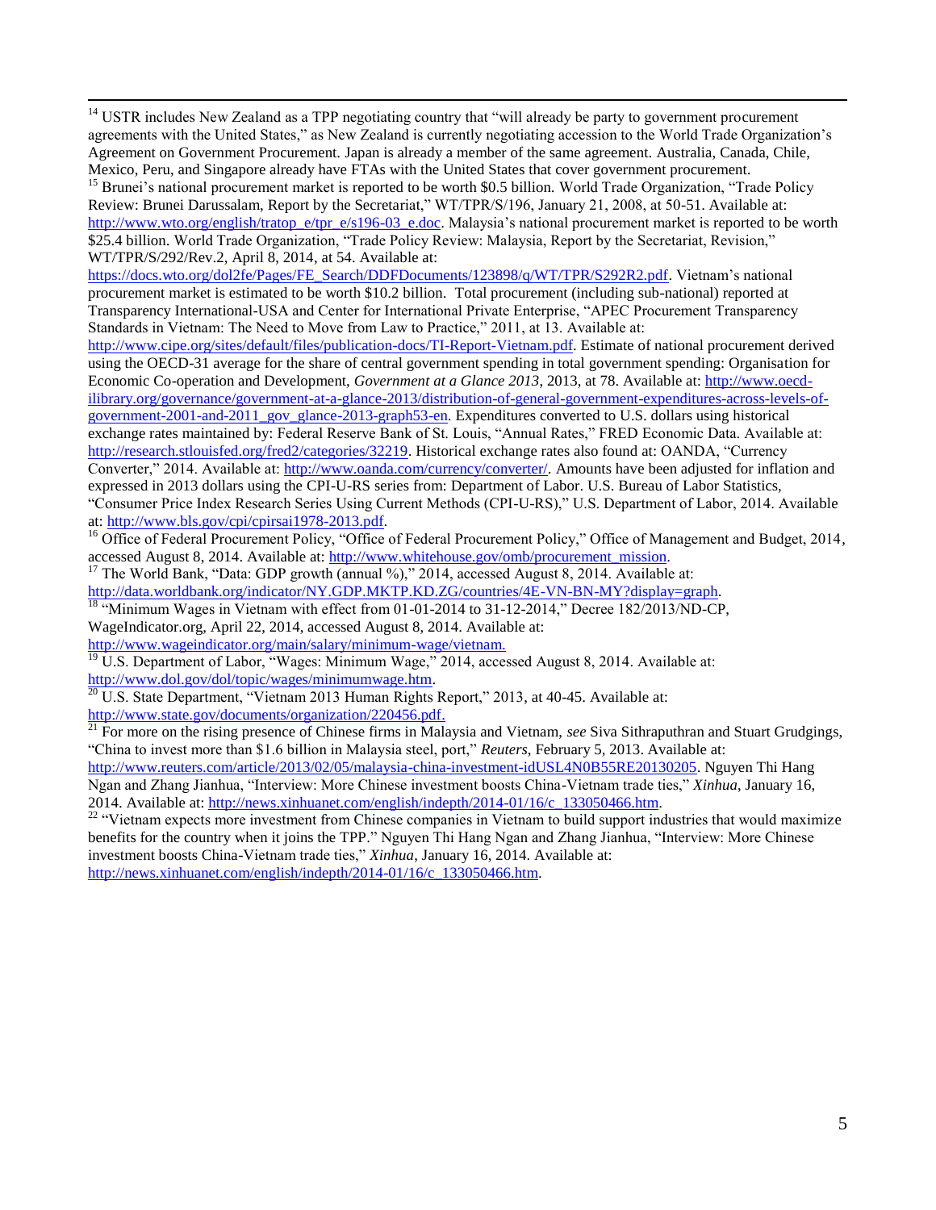[14] USTR includes New Zealand as a TPP negotiating country that "will already be party to government procurement agreements with the United States," as New Zealand is currently negotiating accession to the World Trade Organization's Agreement on Government Procurement. Japan is already a member of the same agreement. Australia, Canada, Chile, Mexico, Peru, and Singapore already have FTAs with the United States that cover government procurement.

[15] Brunei's national procurement market is reported to be worth $0.5 billion. World Trade Organization, "Trade Policy Review: Brunei Darussalam, Report by the Secretariat," WT/TPR/S/196, January 21, 2008, at 50-51. Available at: http://www.wto.org/english/tratop_e/tpr_e/s196-03_e.doc. Malaysia's national procurement market is reported to be worth $25.4 billion. World Trade Organization, "Trade Policy Review: Malaysia, Report by the Secretariat, Revision," WT/TPR/S/292/Rev.2, April 8, 2014, at 54. Available at: https://docs.wto.org/dol2fe/Pages/FE_Search/DDFDocuments/123898/q/WT/TPR/S292R2.pdf. Vietnam's national procurement market is estimated to be worth $10.2 billion. Total procurement (including sub-national) reported at Transparency International-USA and Center for International Private Enterprise, "APEC Procurement Transparency Standards in Vietnam: The Need to Move from Law to Practice," 2011, at 13. Available at: http://www.cipe.org/sites/default/files/publication-docs/TI-Report-Vietnam.pdf. Estimate of national procurement derived using the OECD-31 average for the share of central government spending in total government spending: Organisation for Economic Co-operation and Development, *Government at a Glance 2013*, 2013, at 78. Available at: http://www.oecd-ilibrary.org/governance/government-at-a-glance-2013/distribution-of-general-government-expenditures-across-levels-of-government-2001-and-2011_gov_glance-2013-graph53-en. Expenditures converted to U.S. dollars using historical exchange rates maintained by: Federal Reserve Bank of St. Louis, "Annual Rates," FRED Economic Data. Available at: http://research.stlouisfed.org/fred2/categories/32219. Historical exchange rates also found at: OANDA, "Currency Converter," 2014. Available at: http://www.oanda.com/currency/converter/. Amounts have been adjusted for inflation and expressed in 2013 dollars using the CPI-U-RS series from: Department of Labor. U.S. Bureau of Labor Statistics, "Consumer Price Index Research Series Using Current Methods (CPI-U-RS)," U.S. Department of Labor, 2014. Available at: http://www.bls.gov/cpi/cpirsai1978-2013.pdf.

[16] Office of Federal Procurement Policy, "Office of Federal Procurement Policy," Office of Management and Budget, 2014, accessed August 8, 2014. Available at: http://www.whitehouse.gov/omb/procurement_mission.

[17] The World Bank, "Data: GDP growth (annual %)," 2014, accessed August 8, 2014. Available at: http://data.worldbank.org/indicator/NY.GDP.MKTP.KD.ZG/countries/4E-VN-BN-MY?display=graph.

[18] "Minimum Wages in Vietnam with effect from 01-01-2014 to 31-12-2014," Decree 182/2013/ND-CP, WageIndicator.org, April 22, 2014, accessed August 8, 2014. Available at: http://www.wageindicator.org/main/salary/minimum-wage/vietnam.

[19] U.S. Department of Labor, "Wages: Minimum Wage," 2014, accessed August 8, 2014. Available at: http://www.dol.gov/dol/topic/wages/minimumwage.htm.

[20] U.S. State Department, "Vietnam 2013 Human Rights Report," 2013, at 40-45. Available at: http://www.state.gov/documents/organization/220456.pdf.

[21] For more on the rising presence of Chinese firms in Malaysia and Vietnam, *see* Siva Sithraputhran and Stuart Grudgings, "China to invest more than $1.6 billion in Malaysia steel, port," *Reuters*, February 5, 2013. Available at: http://www.reuters.com/article/2013/02/05/malaysia-china-investment-idUSL4N0B55RE20130205. Nguyen Thi Hang Ngan and Zhang Jianhua, "Interview: More Chinese investment boosts China-Vietnam trade ties," *Xinhua*, January 16, 2014. Available at: http://news.xinhuanet.com/english/indepth/2014-01/16/c_133050466.htm.

[22] "Vietnam expects more investment from Chinese companies in Vietnam to build support industries that would maximize benefits for the country when it joins the TPP." Nguyen Thi Hang Ngan and Zhang Jianhua, "Interview: More Chinese investment boosts China-Vietnam trade ties," *Xinhua*, January 16, 2014. Available at: http://news.xinhuanet.com/english/indepth/2014-01/16/c_133050466.htm.